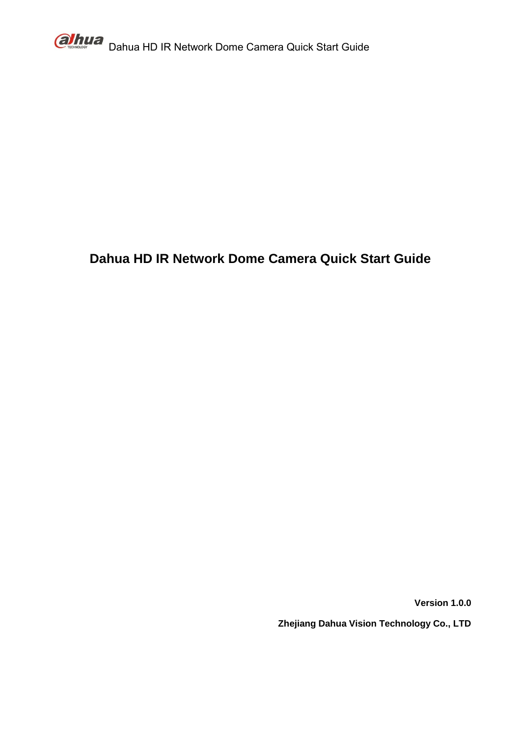# Dahua HD IR Network Dome Camera Quick Start Guide

**Version 1.0.0**

**Zhejiang Dahua Vision Technology Co., LTD**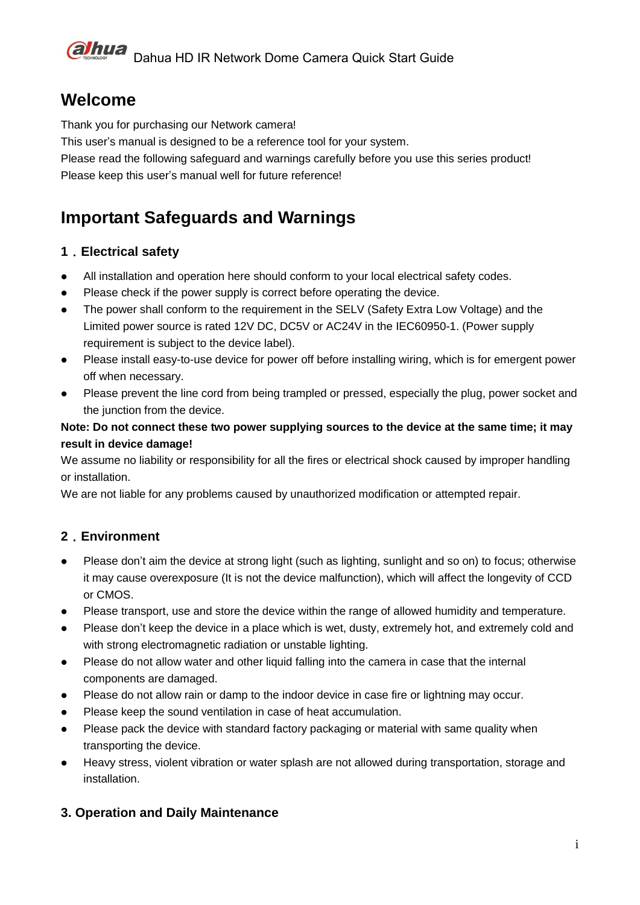# Welcome

Thank you for purchasing our Network camera!
This user's manual is designed to be a reference tool for your system.
Please read the following safeguard and warnings carefully before you use this series product!
Please keep this user's manual well for future reference!

# Important Safeguards and Warnings

## 1．Electrical safety

- All installation and operation here should conform to your local electrical safety codes.
- Please check if the power supply is correct before operating the device.
- The power shall conform to the requirement in the SELV (Safety Extra Low Voltage) and the Limited power source is rated 12V DC, DC5V or AC24V in the IEC60950-1. (Power supply requirement is subject to the device label).
- Please install easy-to-use device for power off before installing wiring, which is for emergent power off when necessary.
- Please prevent the line cord from being trampled or pressed, especially the plug, power socket and the junction from the device.

**Note: Do not connect these two power supplying sources to the device at the same time; it may result in device damage!**

We assume no liability or responsibility for all the fires or electrical shock caused by improper handling or installation.

We are not liable for any problems caused by unauthorized modification or attempted repair.

## 2．Environment

- Please don't aim the device at strong light (such as lighting, sunlight and so on) to focus; otherwise it may cause overexposure (It is not the device malfunction), which will affect the longevity of CCD or CMOS.
- Please transport, use and store the device within the range of allowed humidity and temperature.
- Please don't keep the device in a place which is wet, dusty, extremely hot, and extremely cold and with strong electromagnetic radiation or unstable lighting.
- Please do not allow water and other liquid falling into the camera in case that the internal components are damaged.
- Please do not allow rain or damp to the indoor device in case fire or lightning may occur.
- Please keep the sound ventilation in case of heat accumulation.
- Please pack the device with standard factory packaging or material with same quality when transporting the device.
- Heavy stress, violent vibration or water splash are not allowed during transportation, storage and installation.

## 3. Operation and Daily Maintenance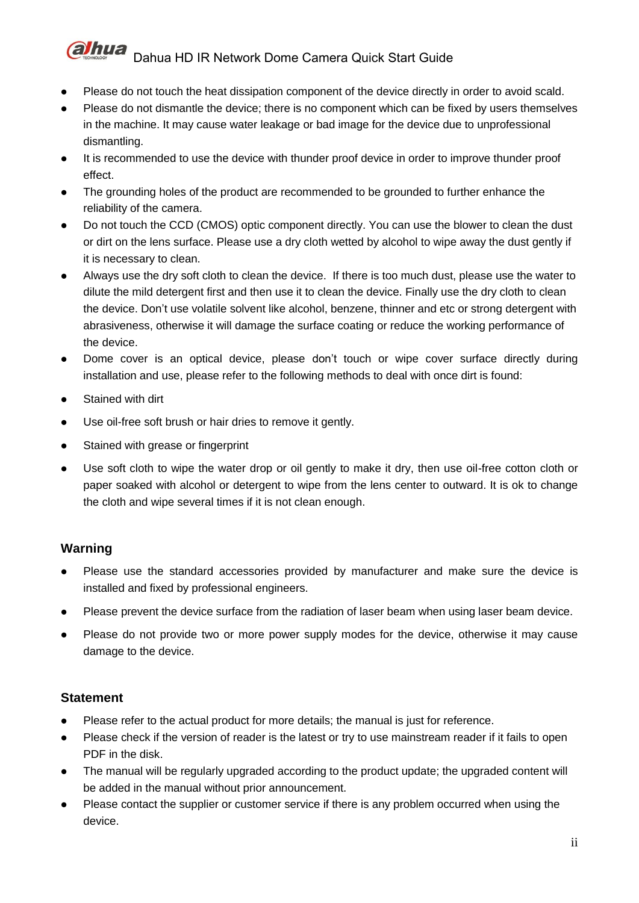- Please do not touch the heat dissipation component of the device directly in order to avoid scald.
- Please do not dismantle the device; there is no component which can be fixed by users themselves in the machine. It may cause water leakage or bad image for the device due to unprofessional dismantling.
- It is recommended to use the device with thunder proof device in order to improve thunder proof effect.
- The grounding holes of the product are recommended to be grounded to further enhance the reliability of the camera.
- Do not touch the CCD (CMOS) optic component directly. You can use the blower to clean the dust or dirt on the lens surface. Please use a dry cloth wetted by alcohol to wipe away the dust gently if it is necessary to clean.
- Always use the dry soft cloth to clean the device. If there is too much dust, please use the water to dilute the mild detergent first and then use it to clean the device. Finally use the dry cloth to clean the device. Don't use volatile solvent like alcohol, benzene, thinner and etc or strong detergent with abrasiveness, otherwise it will damage the surface coating or reduce the working performance of the device.
- Dome cover is an optical device, please don't touch or wipe cover surface directly during installation and use, please refer to the following methods to deal with once dirt is found:
- Stained with dirt
- Use oil-free soft brush or hair dries to remove it gently.
- Stained with grease or fingerprint
- Use soft cloth to wipe the water drop or oil gently to make it dry, then use oil-free cotton cloth or paper soaked with alcohol or detergent to wipe from the lens center to outward. It is ok to change the cloth and wipe several times if it is not clean enough.

## Warning

- Please use the standard accessories provided by manufacturer and make sure the device is installed and fixed by professional engineers.
- Please prevent the device surface from the radiation of laser beam when using laser beam device.
- Please do not provide two or more power supply modes for the device, otherwise it may cause damage to the device.

## Statement

- Please refer to the actual product for more details; the manual is just for reference.
- Please check if the version of reader is the latest or try to use mainstream reader if it fails to open PDF in the disk.
- The manual will be regularly upgraded according to the product update; the upgraded content will be added in the manual without prior announcement.
- Please contact the supplier or customer service if there is any problem occurred when using the device.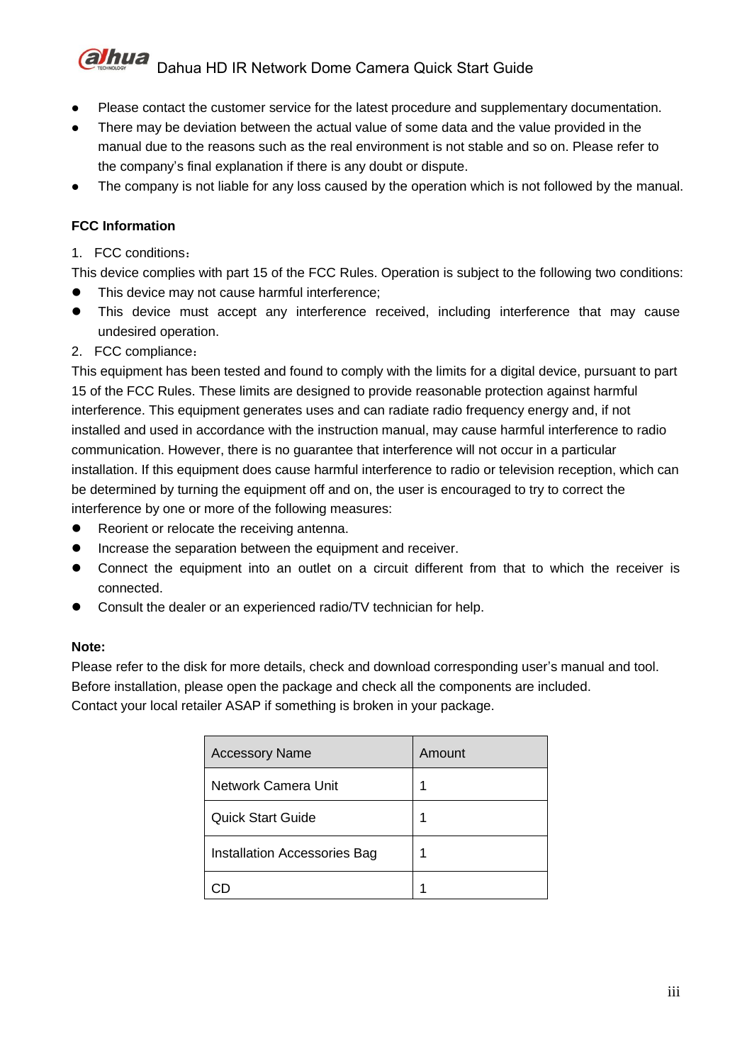- Please contact the customer service for the latest procedure and supplementary documentation.
- There may be deviation between the actual value of some data and the value provided in the manual due to the reasons such as the real environment is not stable and so on. Please refer to the company's final explanation if there is any doubt or dispute.
- The company is not liable for any loss caused by the operation which is not followed by the manual.

**FCC Information**

1. FCC conditions：

This device complies with part 15 of the FCC Rules. Operation is subject to the following two conditions:

- This device may not cause harmful interference;
- This device must accept any interference received, including interference that may cause undesired operation.

2. FCC compliance：

This equipment has been tested and found to comply with the limits for a digital device, pursuant to part 15 of the FCC Rules. These limits are designed to provide reasonable protection against harmful interference. This equipment generates uses and can radiate radio frequency energy and, if not installed and used in accordance with the instruction manual, may cause harmful interference to radio communication. However, there is no guarantee that interference will not occur in a particular installation. If this equipment does cause harmful interference to radio or television reception, which can be determined by turning the equipment off and on, the user is encouraged to try to correct the interference by one or more of the following measures:

- Reorient or relocate the receiving antenna.
- Increase the separation between the equipment and receiver.
- Connect the equipment into an outlet on a circuit different from that to which the receiver is connected.
- Consult the dealer or an experienced radio/TV technician for help.

**Note:**

Please refer to the disk for more details, check and download corresponding user's manual and tool.
Before installation, please open the package and check all the components are included.
Contact your local retailer ASAP if something is broken in your package.

| Accessory Name | Amount |
|---|---|
| Network Camera Unit | 1 |
| Quick Start Guide | 1 |
| Installation Accessories Bag | 1 |
| CD | 1 |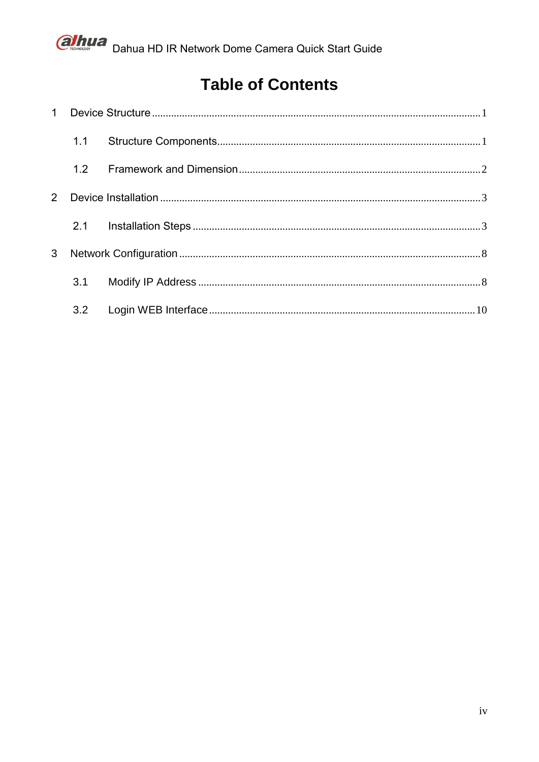# Table of Contents

1 Device Structure ........................................................................................................................ 1

1.1 Structure Components................................................................................................ 1

1.2 Framework and Dimension ........................................................................................ 2

2 Device Installation ..................................................................................................................... 3

2.1 Installation Steps ......................................................................................................... 3

3 Network Configuration .............................................................................................................. 8

3.1 Modify IP Address ....................................................................................................... 8

3.2 Login WEB Interface ................................................................................................. 10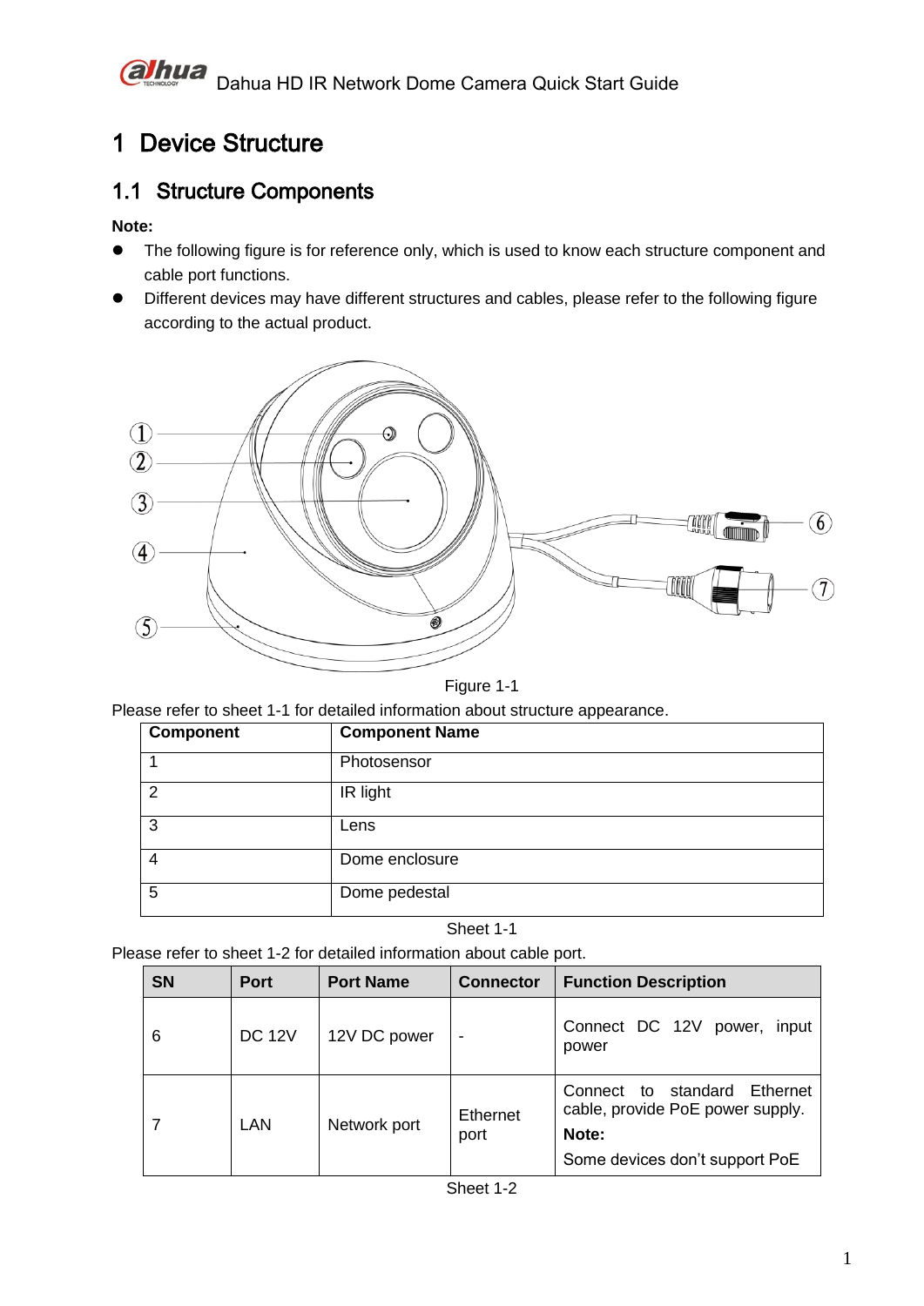# 1 Device Structure

## 1.1 Structure Components

**Note:**

- The following figure is for reference only, which is used to know each structure component and cable port functions.
- Different devices may have different structures and cables, please refer to the following figure according to the actual product.

Figure 1-1

Please refer to sheet 1-1 for detailed information about structure appearance.

| Component | Component Name |
|---|---|
| 1 | Photosensor |
| 2 | IR light |
| 3 | Lens |
| 4 | Dome enclosure |
| 5 | Dome pedestal |

Sheet 1-1

Please refer to sheet 1-2 for detailed information about cable port.

| SN | Port | Port Name | Connector | Function Description |
|---|---|---|---|---|
| 6 | DC 12V | 12V DC power | - | Connect DC 12V power, input power |
| 7 | LAN | Network port | Ethernet port | Connect to standard Ethernet cable, provide PoE power supply. **Note:** Some devices don't support PoE |

Sheet 1-2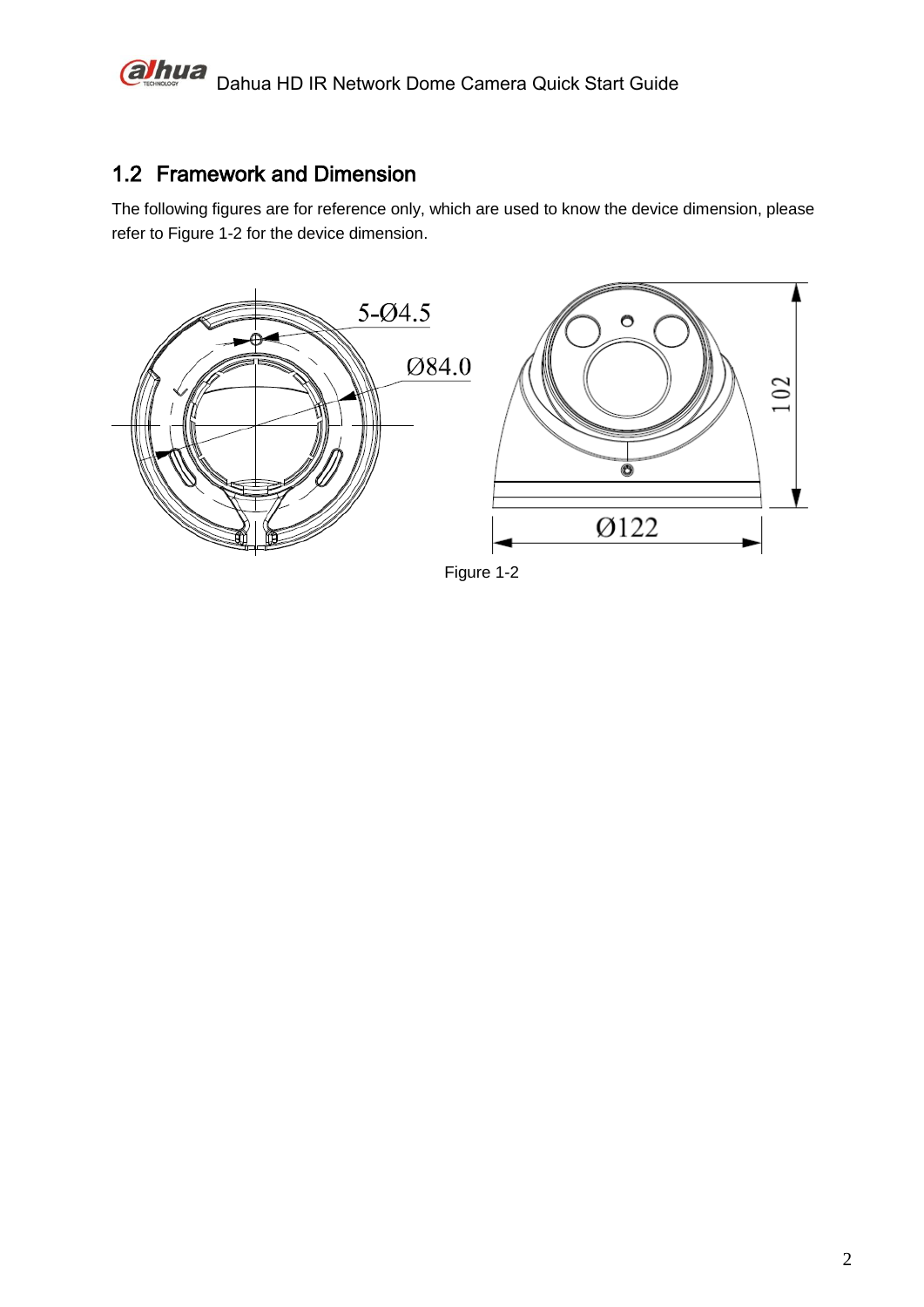## 1.2 Framework and Dimension

The following figures are for reference only, which are used to know the device dimension, please refer to Figure 1-2 for the device dimension.

Figure 1-2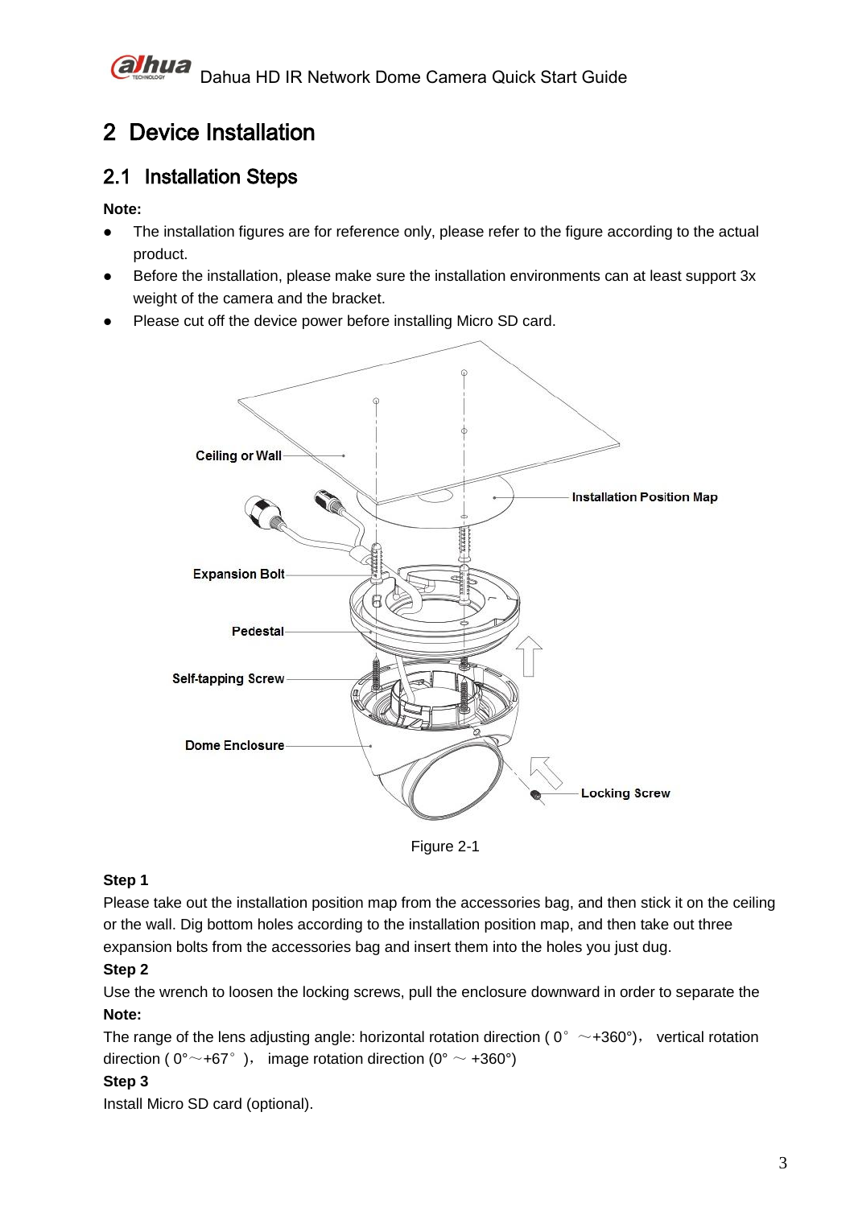# 2 Device Installation

## 2.1 Installation Steps

**Note:**

- The installation figures are for reference only, please refer to the figure according to the actual product.
- Before the installation, please make sure the installation environments can at least support 3x weight of the camera and the bracket.
- Please cut off the device power before installing Micro SD card.

Figure 2-1

**Step 1**

Please take out the installation position map from the accessories bag, and then stick it on the ceiling or the wall. Dig bottom holes according to the installation position map, and then take out three expansion bolts from the accessories bag and insert them into the holes you just dug.

**Step 2**

Use the wrench to loosen the locking screws, pull the enclosure downward in order to separate the

**Note:**

The range of the lens adjusting angle: horizontal rotation direction ( 0° ～+360°)， vertical rotation direction ( 0°～+67° )， image rotation direction (0° ～ +360°)

**Step 3**

Install Micro SD card (optional).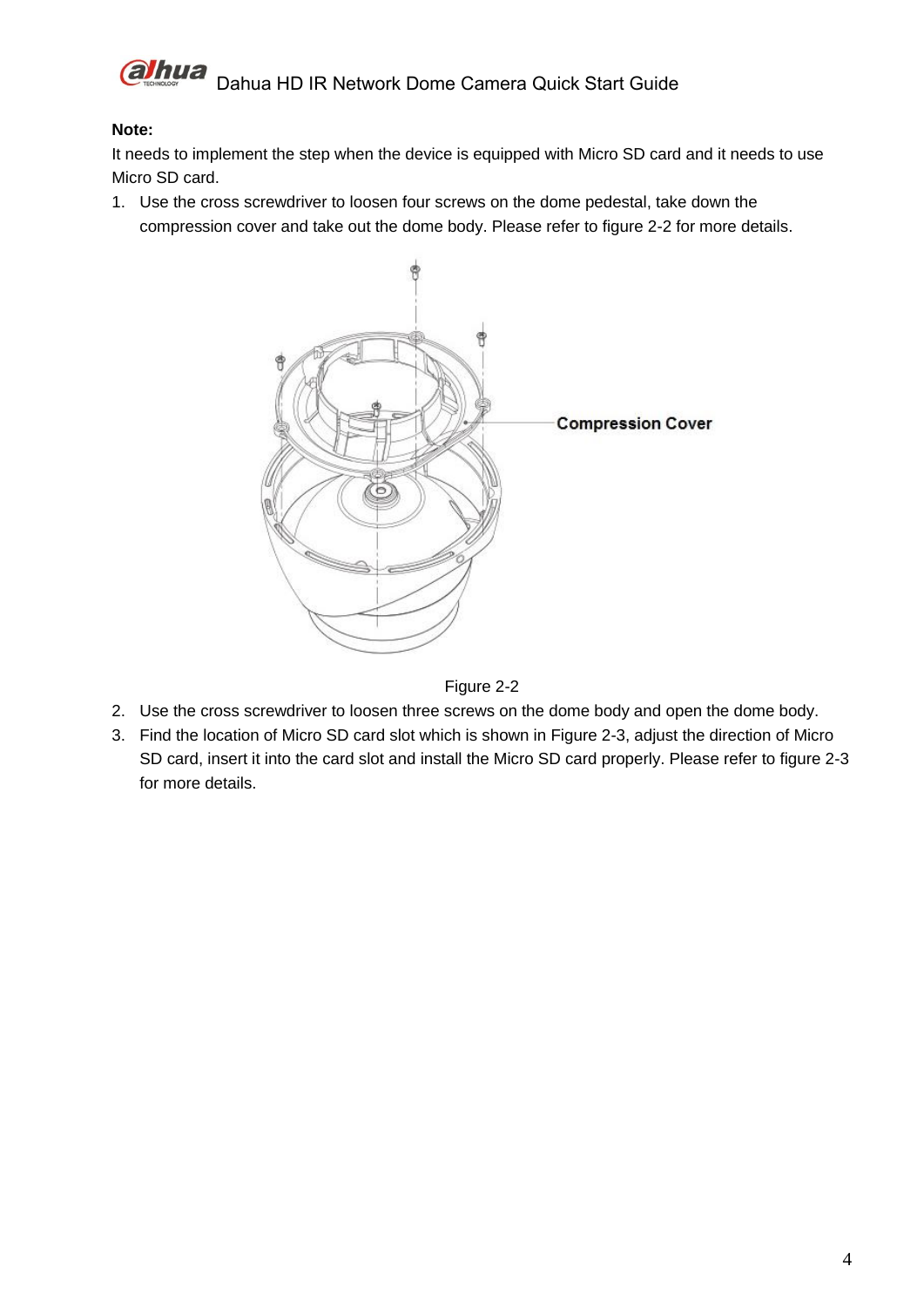**Note:**

It needs to implement the step when the device is equipped with Micro SD card and it needs to use Micro SD card.

1. Use the cross screwdriver to loosen four screws on the dome pedestal, take down the compression cover and take out the dome body. Please refer to figure 2-2 for more details.

Compression Cover

Figure 2-2

2. Use the cross screwdriver to loosen three screws on the dome body and open the dome body.
3. Find the location of Micro SD card slot which is shown in Figure 2-3, adjust the direction of Micro SD card, insert it into the card slot and install the Micro SD card properly. Please refer to figure 2-3 for more details.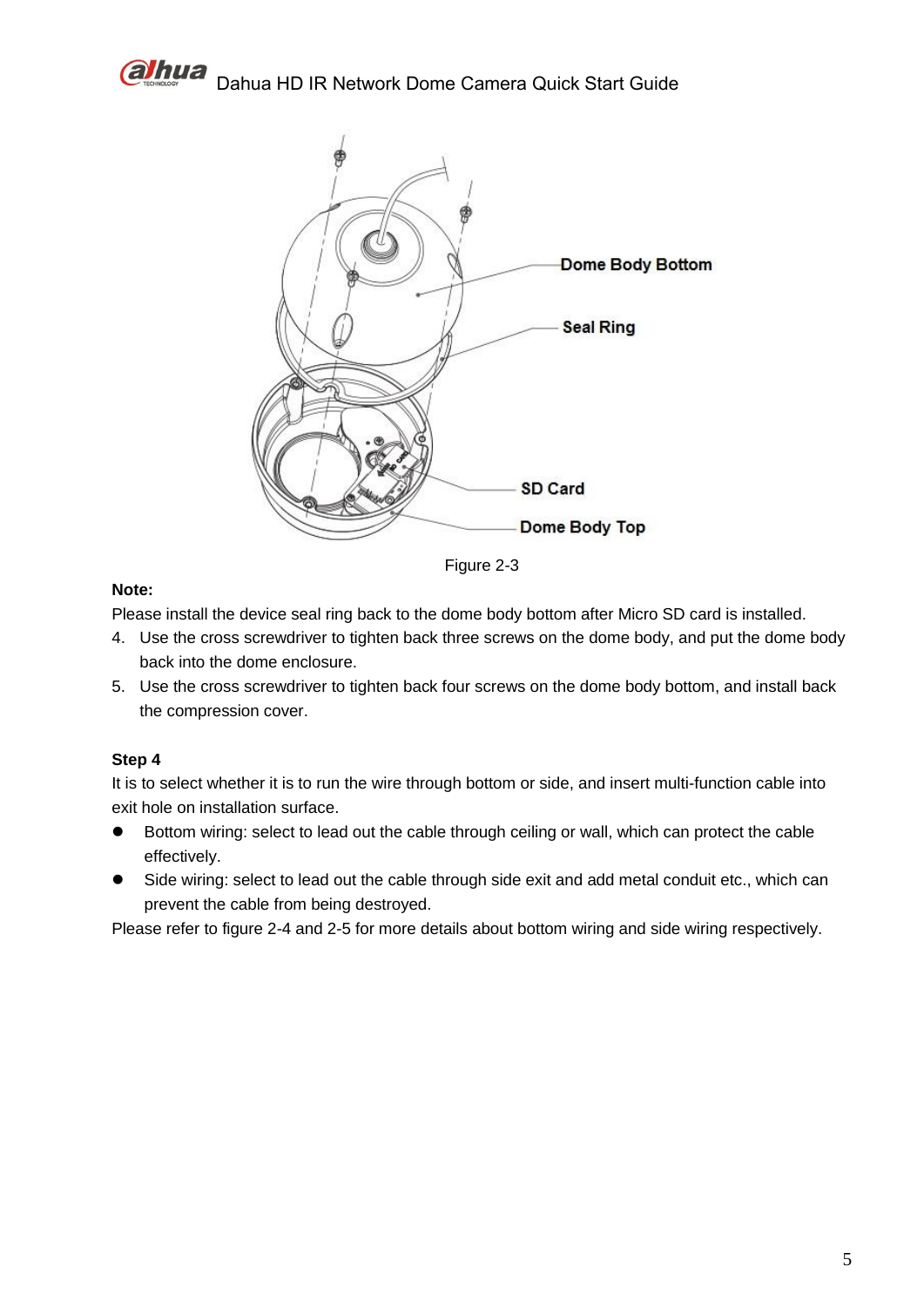Figure 2-3

**Note:**

Please install the device seal ring back to the dome body bottom after Micro SD card is installed.

4. Use the cross screwdriver to tighten back three screws on the dome body, and put the dome body back into the dome enclosure.
5. Use the cross screwdriver to tighten back four screws on the dome body bottom, and install back the compression cover.

**Step 4**

It is to select whether it is to run the wire through bottom or side, and insert multi-function cable into exit hole on installation surface.

- Bottom wiring: select to lead out the cable through ceiling or wall, which can protect the cable effectively.
- Side wiring: select to lead out the cable through side exit and add metal conduit etc., which can prevent the cable from being destroyed.

Please refer to figure 2-4 and 2-5 for more details about bottom wiring and side wiring respectively.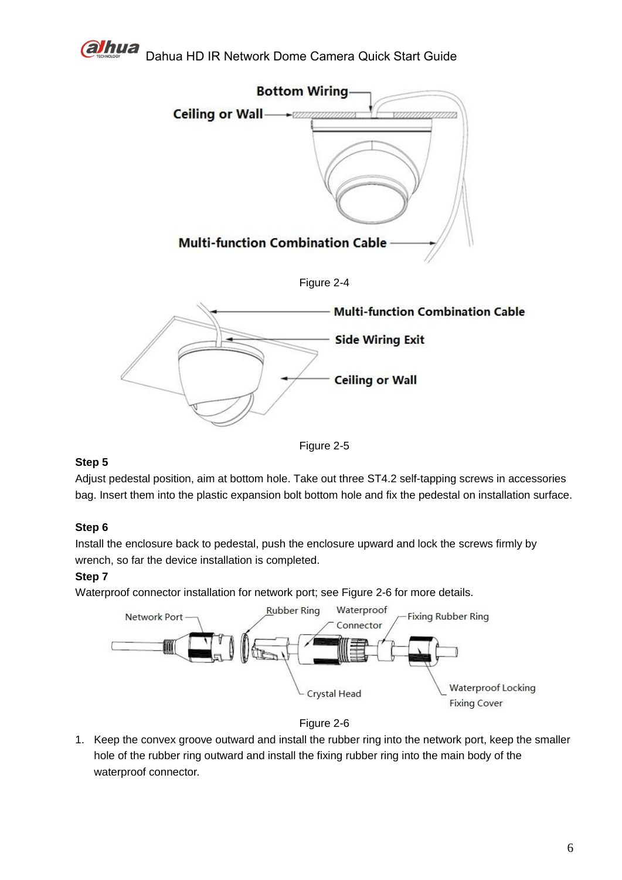Figure 2-4

Figure 2-5

**Step 5**

Adjust pedestal position, aim at bottom hole. Take out three ST4.2 self-tapping screws in accessories bag. Insert them into the plastic expansion bolt bottom hole and fix the pedestal on installation surface.

**Step 6**

Install the enclosure back to pedestal, push the enclosure upward and lock the screws firmly by wrench, so far the device installation is completed.

**Step 7**

Waterproof connector installation for network port; see Figure 2-6 for more details.

Figure 2-6

1. Keep the convex groove outward and install the rubber ring into the network port, keep the smaller hole of the rubber ring outward and install the fixing rubber ring into the main body of the waterproof connector.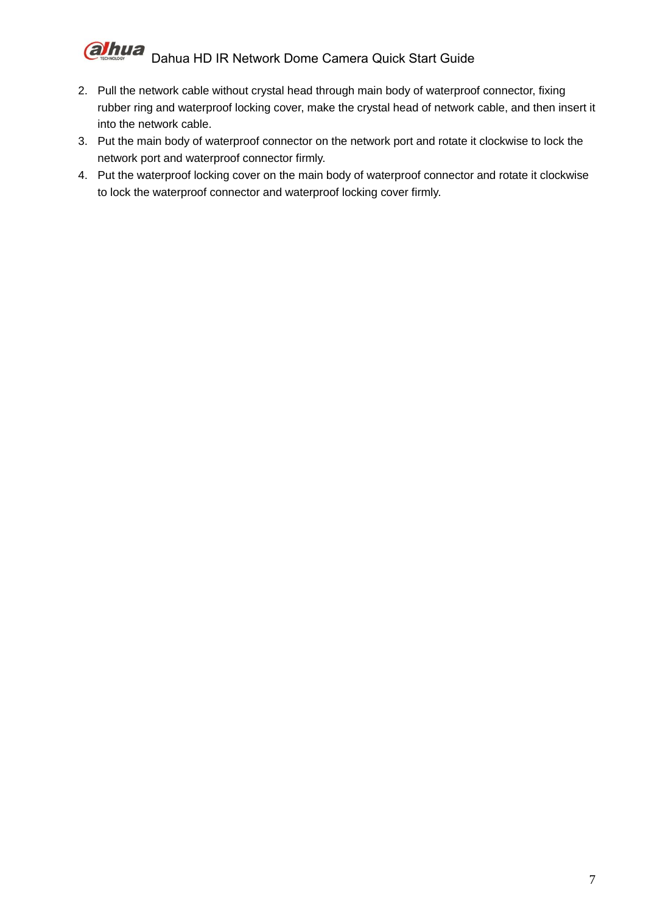2. Pull the network cable without crystal head through main body of waterproof connector, fixing rubber ring and waterproof locking cover, make the crystal head of network cable, and then insert it into the network cable.
3. Put the main body of waterproof connector on the network port and rotate it clockwise to lock the network port and waterproof connector firmly.
4. Put the waterproof locking cover on the main body of waterproof connector and rotate it clockwise to lock the waterproof connector and waterproof locking cover firmly.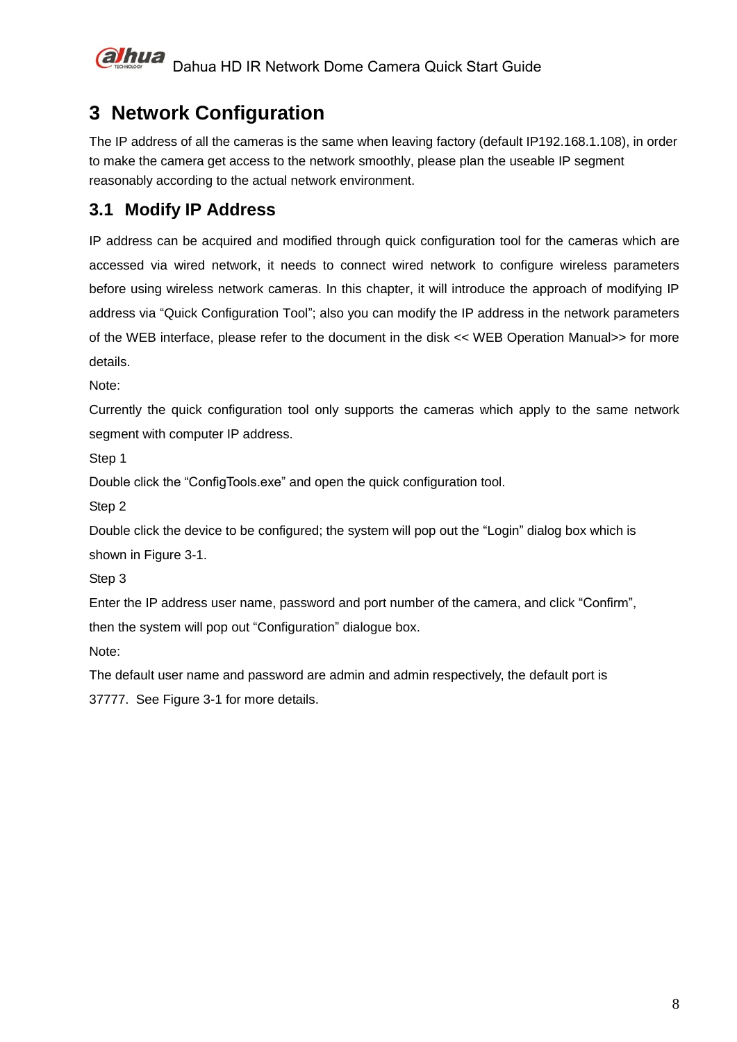# 3 Network Configuration

The IP address of all the cameras is the same when leaving factory (default IP192.168.1.108), in order to make the camera get access to the network smoothly, please plan the useable IP segment reasonably according to the actual network environment.

## 3.1 Modify IP Address

IP address can be acquired and modified through quick configuration tool for the cameras which are accessed via wired network, it needs to connect wired network to configure wireless parameters before using wireless network cameras. In this chapter, it will introduce the approach of modifying IP address via "Quick Configuration Tool"; also you can modify the IP address in the network parameters of the WEB interface, please refer to the document in the disk << WEB Operation Manual>> for more details.

Note:

Currently the quick configuration tool only supports the cameras which apply to the same network segment with computer IP address.

Step 1

Double click the "ConfigTools.exe" and open the quick configuration tool.

Step 2

Double click the device to be configured; the system will pop out the "Login" dialog box which is shown in Figure 3-1.

Step 3

Enter the IP address user name, password and port number of the camera, and click "Confirm", then the system will pop out "Configuration" dialogue box.

Note:

The default user name and password are admin and admin respectively, the default port is 37777. See Figure 3-1 for more details.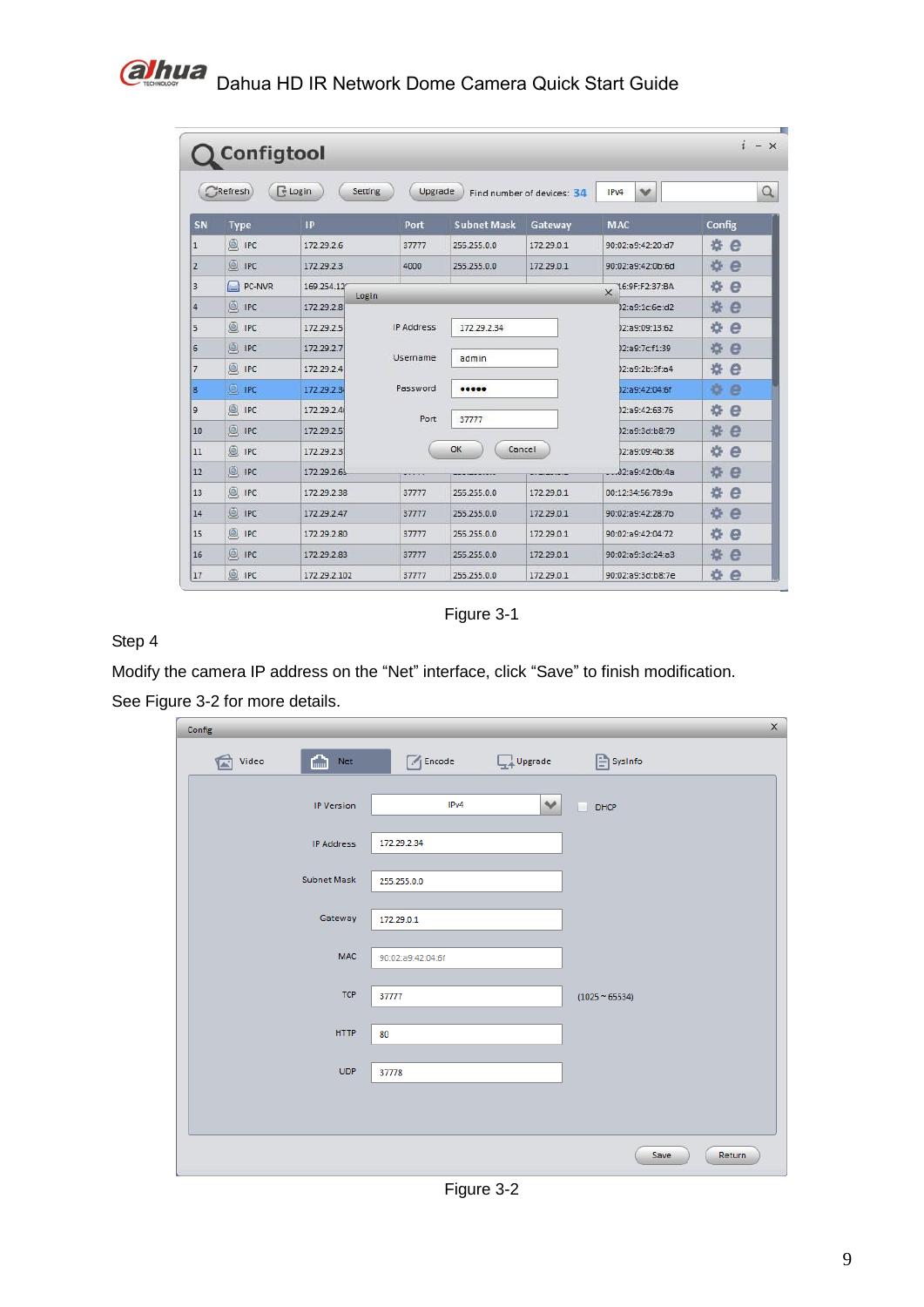Figure 3-1

Step 4

Modify the camera IP address on the "Net" interface, click "Save" to finish modification. See Figure 3-2 for more details.

Figure 3-2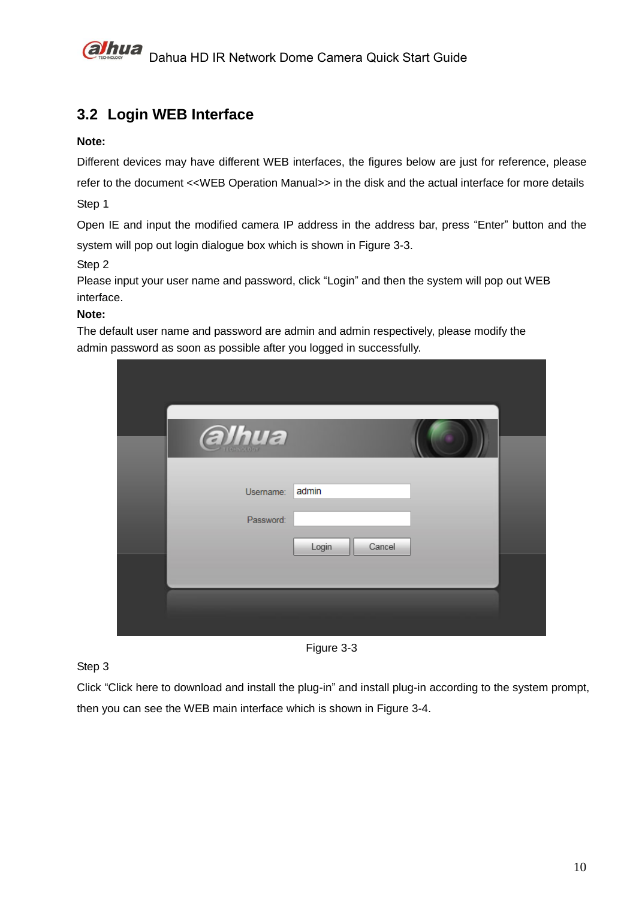## 3.2 Login WEB Interface

**Note:**

Different devices may have different WEB interfaces, the figures below are just for reference, please refer to the document <<WEB Operation Manual>> in the disk and the actual interface for more details

Step 1

Open IE and input the modified camera IP address in the address bar, press “Enter” button and the system will pop out login dialogue box which is shown in Figure 3-3.

Step 2

Please input your user name and password, click “Login” and then the system will pop out WEB interface.

**Note:**

The default user name and password are admin and admin respectively, please modify the admin password as soon as possible after you logged in successfully.

Figure 3-3

Step 3

Click “Click here to download and install the plug-in” and install plug-in according to the system prompt, then you can see the WEB main interface which is shown in Figure 3-4.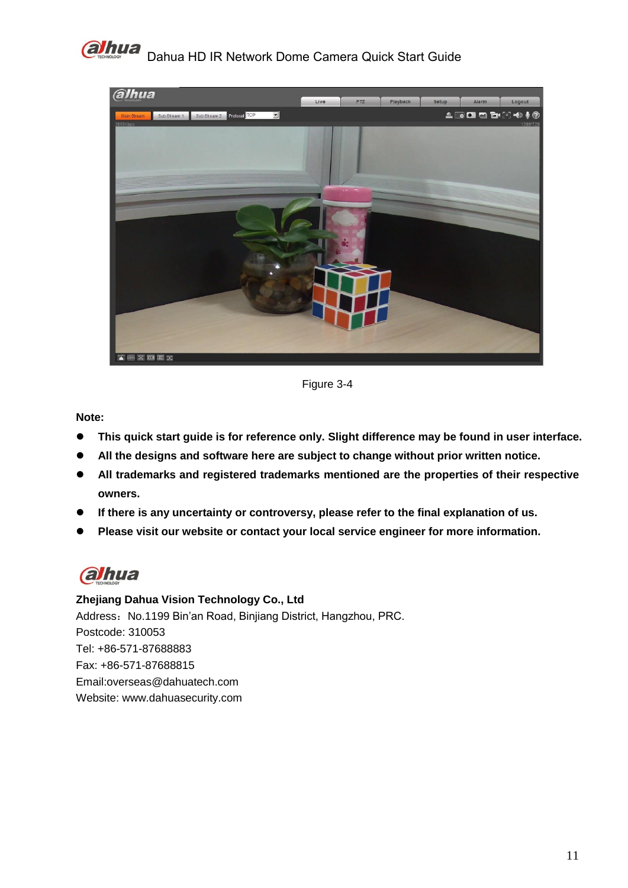Figure 3-4

**Note:**

- **This quick start guide is for reference only. Slight difference may be found in user interface.**
- **All the designs and software here are subject to change without prior written notice.**
- **All trademarks and registered trademarks mentioned are the properties of their respective owners.**
- **If there is any uncertainty or controversy, please refer to the final explanation of us.**
- **Please visit our website or contact your local service engineer for more information.**

**Zhejiang Dahua Vision Technology Co., Ltd**

Address：No.1199 Bin'an Road, Binjiang District, Hangzhou, PRC.

Postcode: 310053

Tel: +86-571-87688883

Fax: +86-571-87688815

Email:overseas@dahuatech.com

Website: www.dahuasecurity.com